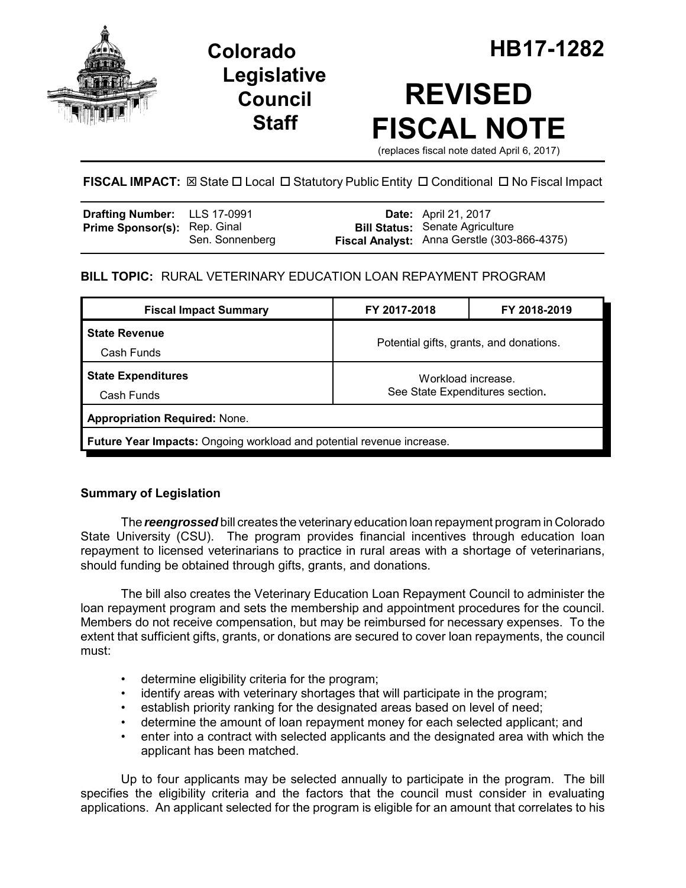# Colorado Legislative Council Staff

# HB17-1282

# REVISED FISCAL NOTE

(replaces fiscal note dated April 6, 2017)

**FISCAL IMPACT:** ☒ State ☐ Local ☐ Statutory Public Entity ☐ Conditional ☐ No Fiscal Impact

| | | | |
|---|---|---|---|
| **Drafting Number:** | LLS 17-0991 | **Date:** | April 21, 2017 |
| **Prime Sponsor(s):** | Rep. Ginal<br>Sen. Sonnenberg | **Bill Status:** | Senate Agriculture |
| | | **Fiscal Analyst:** | Anna Gerstle (303-866-4375) |

**BILL TOPIC:** RURAL VETERINARY EDUCATION LOAN REPAYMENT PROGRAM

| Fiscal Impact Summary | FY 2017-2018 | FY 2018-2019 |
|---|---|---|
| **State Revenue**<br>Cash Funds | Potential gifts, grants, and donations. | |
| **State Expenditures**<br>Cash Funds | Workload increase.<br>See State Expenditures section. | |
| **Appropriation Required:** None. | | |
| **Future Year Impacts:** Ongoing workload and potential revenue increase. | | |

### Summary of Legislation

The ***reengrossed*** bill creates the veterinary education loan repayment program in Colorado State University (CSU). The program provides financial incentives through education loan repayment to licensed veterinarians to practice in rural areas with a shortage of veterinarians, should funding be obtained through gifts, grants, and donations.

The bill also creates the Veterinary Education Loan Repayment Council to administer the loan repayment program and sets the membership and appointment procedures for the council. Members do not receive compensation, but may be reimbursed for necessary expenses. To the extent that sufficient gifts, grants, or donations are secured to cover loan repayments, the council must:

- determine eligibility criteria for the program;
- identify areas with veterinary shortages that will participate in the program;
- establish priority ranking for the designated areas based on level of need;
- determine the amount of loan repayment money for each selected applicant; and
- enter into a contract with selected applicants and the designated area with which the applicant has been matched.

Up to four applicants may be selected annually to participate in the program. The bill specifies the eligibility criteria and the factors that the council must consider in evaluating applications. An applicant selected for the program is eligible for an amount that correlates to his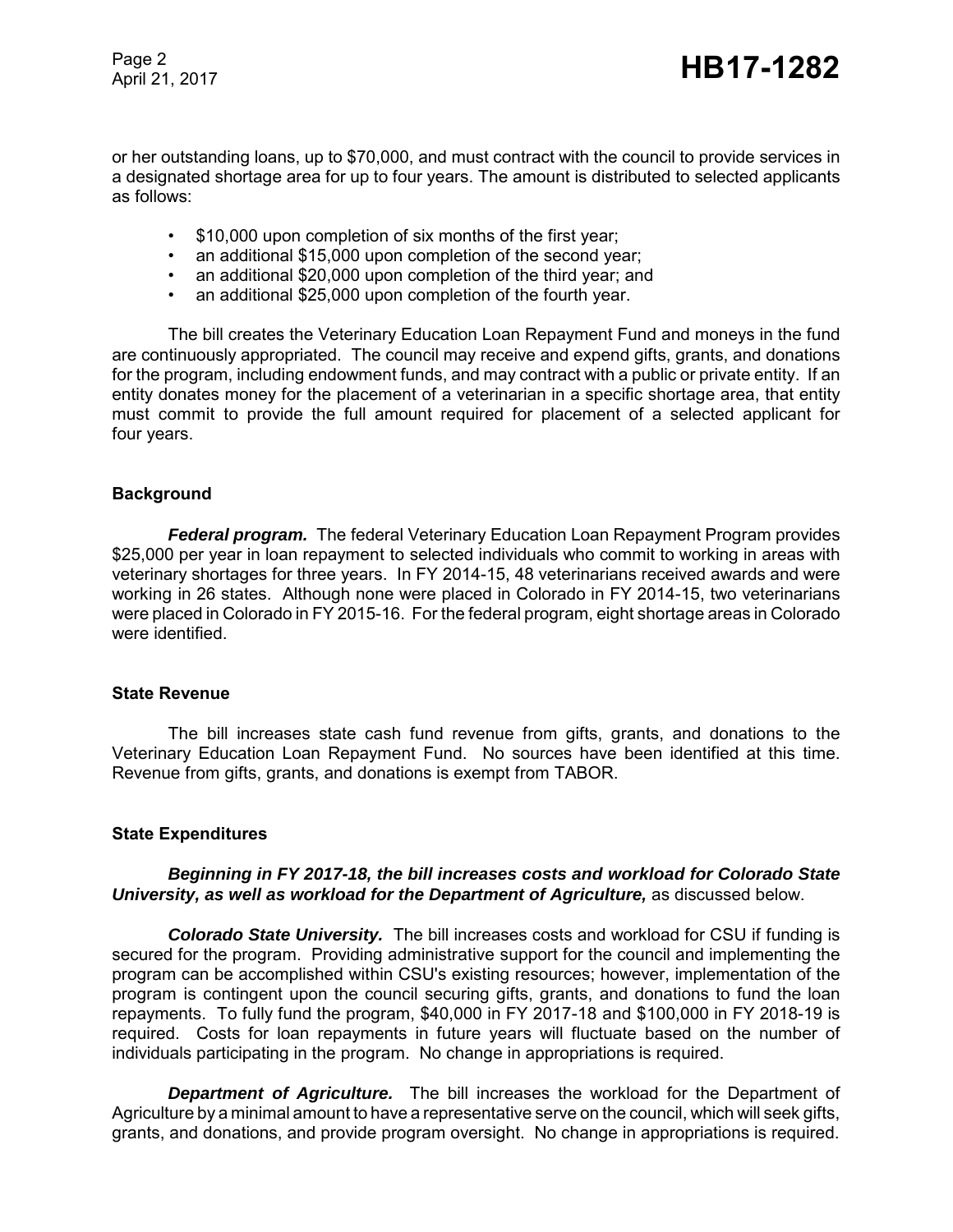or her outstanding loans, up to $70,000, and must contract with the council to provide services in a designated shortage area for up to four years. The amount is distributed to selected applicants as follows:

- $10,000 upon completion of six months of the first year;
- an additional $15,000 upon completion of the second year;
- an additional $20,000 upon completion of the third year; and
- an additional $25,000 upon completion of the fourth year.

The bill creates the Veterinary Education Loan Repayment Fund and moneys in the fund are continuously appropriated. The council may receive and expend gifts, grants, and donations for the program, including endowment funds, and may contract with a public or private entity. If an entity donates money for the placement of a veterinarian in a specific shortage area, that entity must commit to provide the full amount required for placement of a selected applicant for four years.

### Background

***Federal program.*** The federal Veterinary Education Loan Repayment Program provides $25,000 per year in loan repayment to selected individuals who commit to working in areas with veterinary shortages for three years. In FY 2014-15, 48 veterinarians received awards and were working in 26 states. Although none were placed in Colorado in FY 2014-15, two veterinarians were placed in Colorado in FY 2015-16. For the federal program, eight shortage areas in Colorado were identified.

### State Revenue

The bill increases state cash fund revenue from gifts, grants, and donations to the Veterinary Education Loan Repayment Fund. No sources have been identified at this time. Revenue from gifts, grants, and donations is exempt from TABOR.

### State Expenditures

***Beginning in FY 2017-18, the bill increases costs and workload for Colorado State University, as well as workload for the Department of Agriculture,*** as discussed below.

***Colorado State University.*** The bill increases costs and workload for CSU if funding is secured for the program. Providing administrative support for the council and implementing the program can be accomplished within CSU's existing resources; however, implementation of the program is contingent upon the council securing gifts, grants, and donations to fund the loan repayments. To fully fund the program, $40,000 in FY 2017-18 and $100,000 in FY 2018-19 is required. Costs for loan repayments in future years will fluctuate based on the number of individuals participating in the program. No change in appropriations is required.

***Department of Agriculture.*** The bill increases the workload for the Department of Agriculture by a minimal amount to have a representative serve on the council, which will seek gifts, grants, and donations, and provide program oversight. No change in appropriations is required.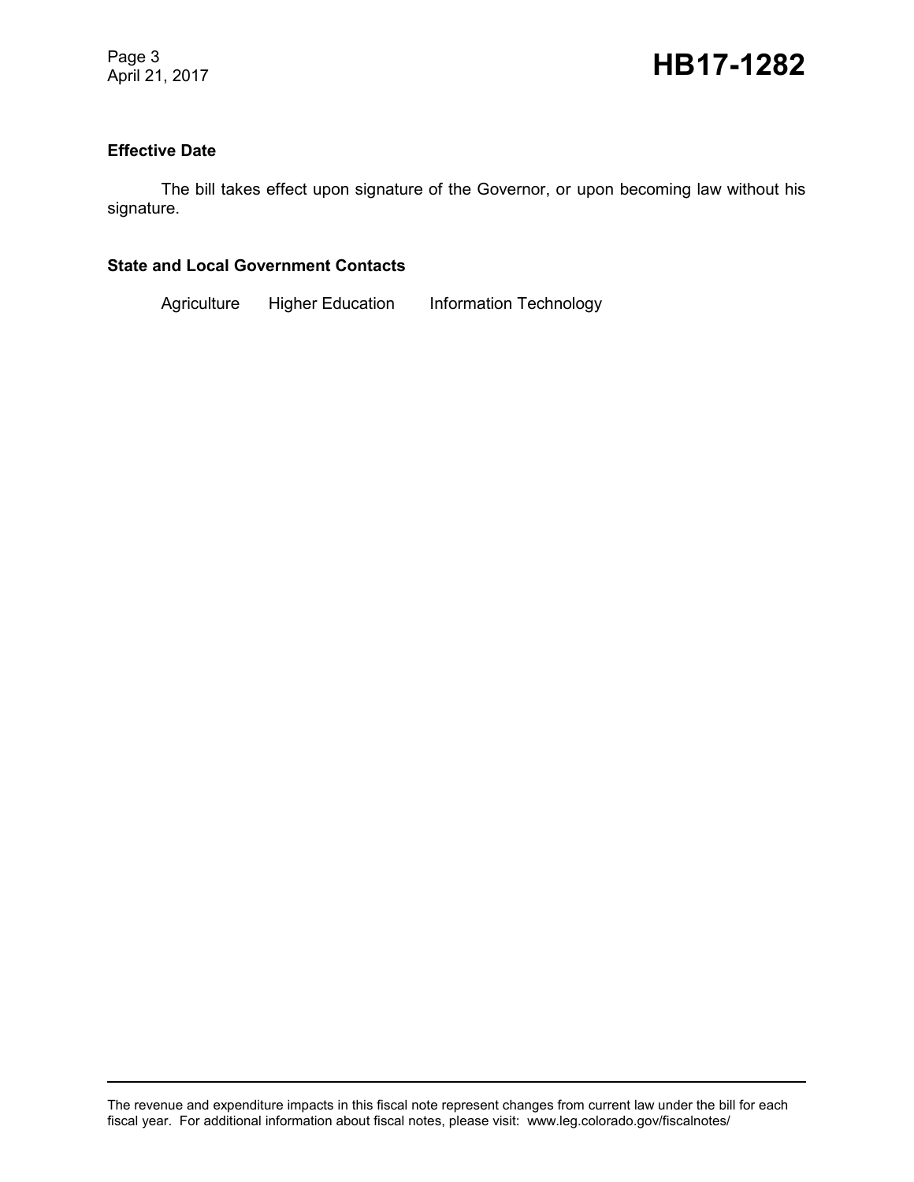**Effective Date**

The bill takes effect upon signature of the Governor, or upon becoming law without his signature.

**State and Local Government Contacts**

Agriculture Higher Education Information Technology

The revenue and expenditure impacts in this fiscal note represent changes from current law under the bill for each fiscal year. For additional information about fiscal notes, please visit: www.leg.colorado.gov/fiscalnotes/